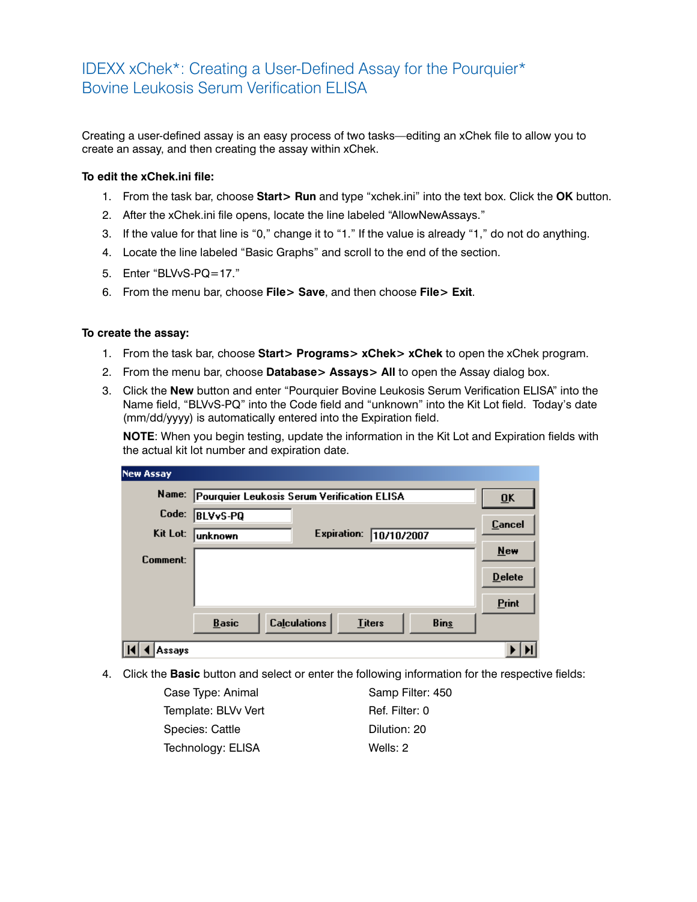# IDEXX xChek*: Creating a User-Defined Assay for the Pourquier* Bovine Leukosis Serum Verification ELISA

Creating a user-defined assay is an easy process of two tasks—editing an xChek file to allow you to create an assay, and then creating the assay within xChek.

**To edit the xChek.ini file:**

1. From the task bar, choose **Start> Run** and type “xchek.ini” into the text box. Click the **OK** button.
2. After the xChek.ini file opens, locate the line labeled “AllowNewAssays.”
3. If the value for that line is “0,” change it to “1.” If the value is already “1,” do not do anything.
4. Locate the line labeled “Basic Graphs” and scroll to the end of the section.
5. Enter “BLVvS-PQ=17.”
6. From the menu bar, choose **File> Save**, and then choose **File> Exit**.

**To create the assay:**

1. From the task bar, choose **Start> Programs> xChek> xChek** to open the xChek program.
2. From the menu bar, choose **Database> Assays> All** to open the Assay dialog box.
3. Click the **New** button and enter “Pourquier Bovine Leukosis Serum Verification ELISA” into the Name field, “BLVvS-PQ” into the Code field and “unknown” into the Kit Lot field. Today’s date (mm/dd/yyyy) is automatically entered into the Expiration field.

   **NOTE**: When you begin testing, update the information in the Kit Lot and Expiration fields with the actual kit lot number and expiration date.

   New Assay

   Name: Pourquier Leukosis Serum Verification ELISA
   Code: BLVvS-PQ
   Kit Lot: unknown    Expiration: 10/10/2007
   Comment:

   OK | Cancel | New | Delete | Print
   Basic | Calculations | Titers | Bins
   Assays

4. Click the **Basic** button and select or enter the following information for the respective fields:

   Case Type: Animal
   Template: BLVv Vert
   Species: Cattle
   Technology: ELISA
   Samp Filter: 450
   Ref. Filter: 0
   Dilution: 20
   Wells: 2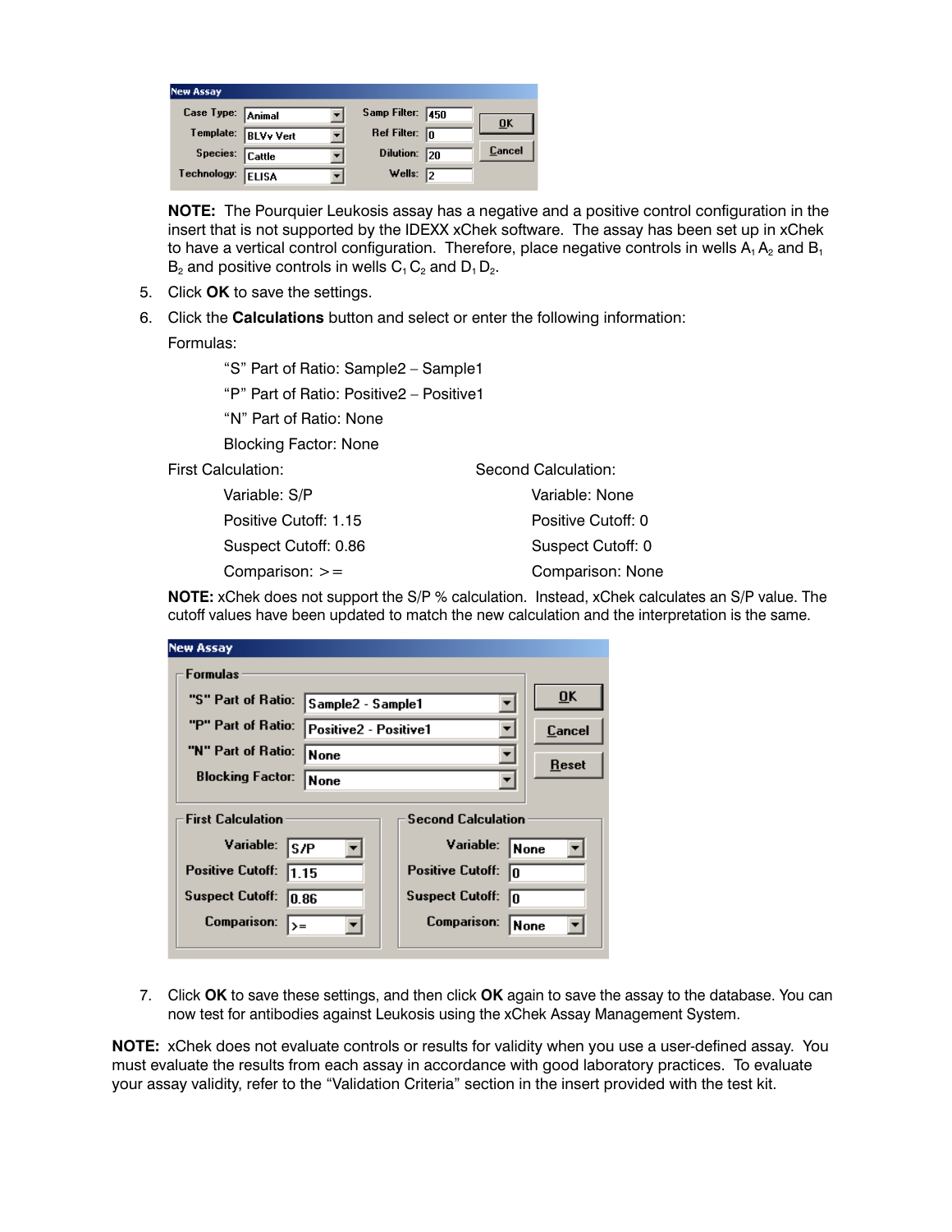**NOTE:** The Pourquier Leukosis assay has a negative and a positive control configuration in the insert that is not supported by the IDEXX xChek software. The assay has been set up in xChek to have a vertical control configuration. Therefore, place negative controls in wells $A_1$ $A_2$ and $B_1$ $B_2$ and positive controls in wells $C_1$ $C_2$ and $D_1$ $D_2$.

5. Click **OK** to save the settings.
6. Click the **Calculations** button and select or enter the following information:

   Formulas:

   "S" Part of Ratio: Sample2 – Sample1

   "P" Part of Ratio: Positive2 – Positive1

   "N" Part of Ratio: None

   Blocking Factor: None

   First Calculation:

   Variable: S/P

   Positive Cutoff: 1.15

   Suspect Cutoff: 0.86

   Comparison: >=

   Second Calculation:

   Variable: None

   Positive Cutoff: 0

   Suspect Cutoff: 0

   Comparison: None

   **NOTE:** xChek does not support the S/P % calculation. Instead, xChek calculates an S/P value. The cutoff values have been updated to match the new calculation and the interpretation is the same.

7. Click **OK** to save these settings, and then click **OK** again to save the assay to the database. You can now test for antibodies against Leukosis using the xChek Assay Management System.

**NOTE:** xChek does not evaluate controls or results for validity when you use a user-defined assay. You must evaluate the results from each assay in accordance with good laboratory practices. To evaluate your assay validity, refer to the "Validation Criteria" section in the insert provided with the test kit.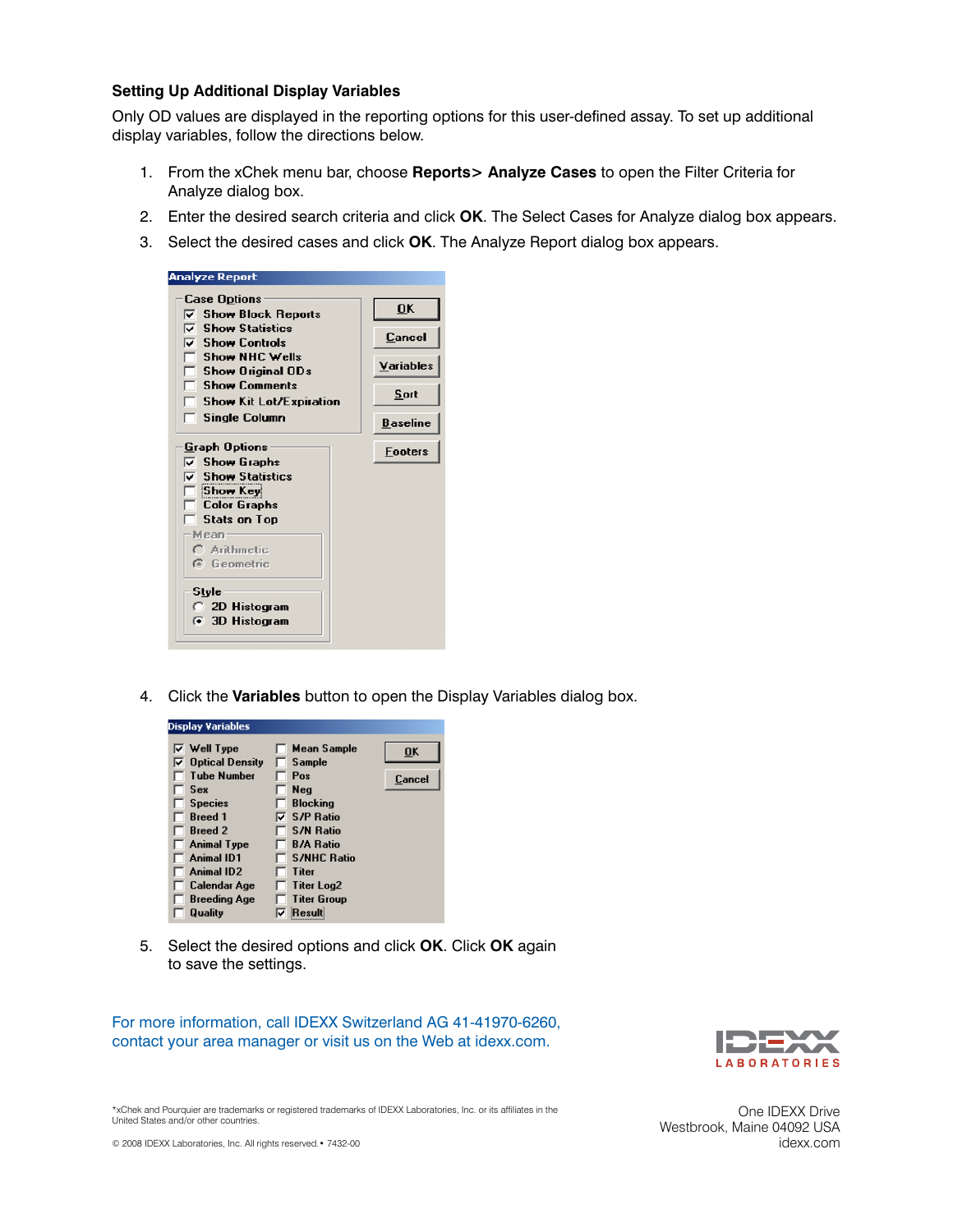## Setting Up Additional Display Variables

Only OD values are displayed in the reporting options for this user-defined assay. To set up additional display variables, follow the directions below.

1. From the xChek menu bar, choose **Reports> Analyze Cases** to open the Filter Criteria for Analyze dialog box.
2. Enter the desired search criteria and click **OK**. The Select Cases for Analyze dialog box appears.
3. Select the desired cases and click **OK**. The Analyze Report dialog box appears.

Analyze Report

Case Options
Show Block Reports
Show Statistics
Show Controls
Show NHC Wells
Show Original ODs
Show Comments
Show Kit Lot/Expiration
Single Column

Graph Options
Show Graphs
Show Statistics
Show Key
Color Graphs
Stats on Top

Mean
Arithmetic
Geometric

Style
2D Histogram
3D Histogram

OK
Cancel
Variables
Sort
Baseline
Footers

4. Click the **Variables** button to open the Display Variables dialog box.

Display Variables

Well Type
Optical Density
Tube Number
Sex
Species
Breed 1
Breed 2
Animal Type
Animal ID1
Animal ID2
Calendar Age
Breeding Age
Quality
Mean Sample
Sample
Pos
Neg
Blocking
S/P Ratio
S/N Ratio
B/A Ratio
S/NHC Ratio
Titer
Titer Log2
Titer Group
Result

OK
Cancel

5. Select the desired options and click **OK**. Click **OK** again to save the settings.

For more information, call IDEXX Switzerland AG 41-41970-6260, contact your area manager or visit us on the Web at idexx.com.

IDEXX LABORATORIES

*xChek and Pourquier are trademarks or registered trademarks of IDEXX Laboratories, Inc. or its affiliates in the United States and/or other countries.

© 2008 IDEXX Laboratories, Inc. All rights reserved. • 7432-00

One IDEXX Drive
Westbrook, Maine 04092 USA
idexx.com